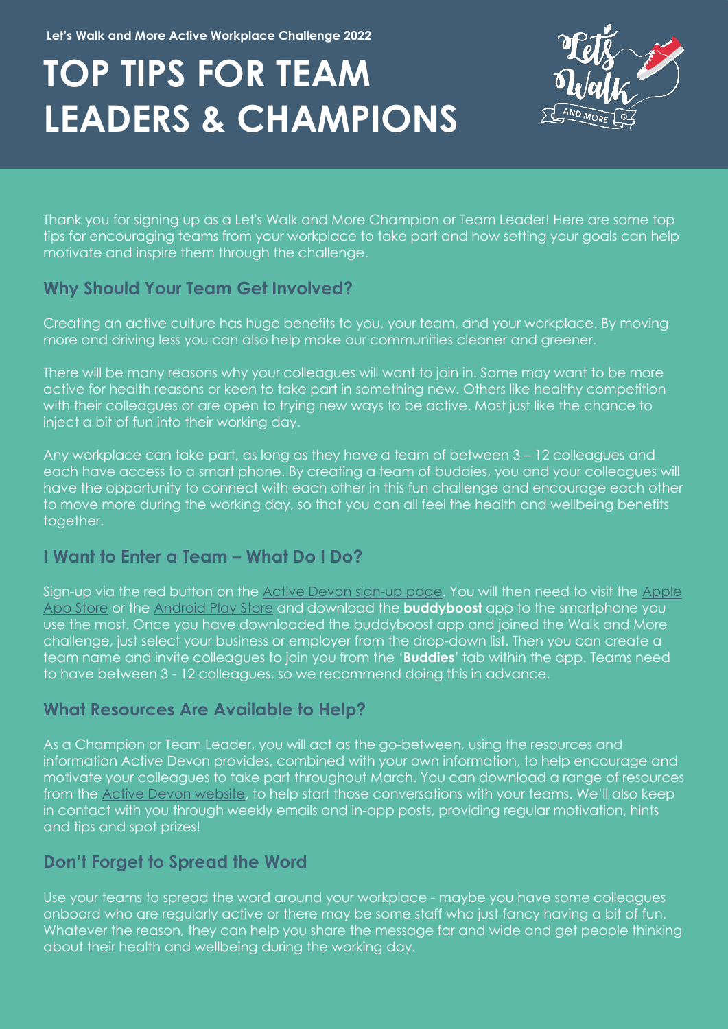Let's Walk and More Active Workplace Challenge 2022

# TOP TIPS FOR TEAM LEADERS & CHAMPIONS

Thank you for signing up as a Let's Walk and More Champion or Team Leader! Here are some top tips for encouraging teams from your workplace to take part and how setting your goals can help motivate and inspire them through the challenge.

## Why Should Your Team Get Involved?

Creating an active culture has huge benefits to you, your team, and your workplace. By moving more and driving less you can also help make our communities cleaner and greener.

There will be many reasons why your colleagues will want to join in. Some may want to be more active for health reasons or keen to take part in something new. Others like healthy competition with their colleagues or are open to trying new ways to be active. Most just like the chance to inject a bit of fun into their working day.

Any workplace can take part, as long as they have a team of between 3 – 12 colleagues and each have access to a smart phone. By creating a team of buddies, you and your colleagues will have the opportunity to connect with each other in this fun challenge and encourage each other to move more during the working day, so that you can all feel the health and wellbeing benefits together.

## I Want to Enter a Team – What Do I Do?

Sign-up via the red button on the Active Devon sign-up page. You will then need to visit the Apple App Store or the Android Play Store and download the **buddyboost** app to the smartphone you use the most. Once you have downloaded the buddyboost app and joined the Walk and More challenge, just select your business or employer from the drop-down list. Then you can create a team name and invite colleagues to join you from the '**Buddies**' tab within the app. Teams need to have between 3 - 12 colleagues, so we recommend doing this in advance.

## What Resources Are Available to Help?

As a Champion or Team Leader, you will act as the go-between, using the resources and information Active Devon provides, combined with your own information, to help encourage and motivate your colleagues to take part throughout March. You can download a range of resources from the Active Devon website, to help start those conversations with your teams. We'll also keep in contact with you through weekly emails and in-app posts, providing regular motivation, hints and tips and spot prizes!

## Don't Forget to Spread the Word

Use your teams to spread the word around your workplace - maybe you have some colleagues onboard who are regularly active or there may be some staff who just fancy having a bit of fun. Whatever the reason, they can help you share the message far and wide and get people thinking about their health and wellbeing during the working day.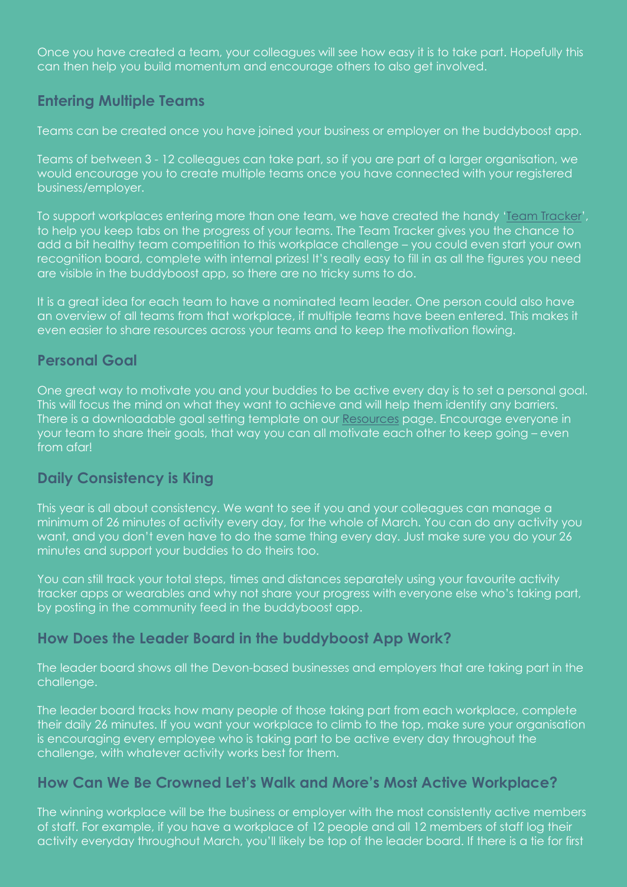Once you have created a team, your colleagues will see how easy it is to take part. Hopefully this can then help you build momentum and encourage others to also get involved.

## Entering Multiple Teams

Teams can be created once you have joined your business or employer on the buddyboost app.

Teams of between 3 - 12 colleagues can take part, so if you are part of a larger organisation, we would encourage you to create multiple teams once you have connected with your registered business/employer.

To support workplaces entering more than one team, we have created the handy 'Team Tracker', to help you keep tabs on the progress of your teams. The Team Tracker gives you the chance to add a bit healthy team competition to this workplace challenge – you could even start your own recognition board, complete with internal prizes! It's really easy to fill in as all the figures you need are visible in the buddyboost app, so there are no tricky sums to do.

It is a great idea for each team to have a nominated team leader. One person could also have an overview of all teams from that workplace, if multiple teams have been entered. This makes it even easier to share resources across your teams and to keep the motivation flowing.

## Personal Goal

One great way to motivate you and your buddies to be active every day is to set a personal goal. This will focus the mind on what they want to achieve and will help them identify any barriers. There is a downloadable goal setting template on our Resources page. Encourage everyone in your team to share their goals, that way you can all motivate each other to keep going – even from afar!

## Daily Consistency is King

This year is all about consistency. We want to see if you and your colleagues can manage a minimum of 26 minutes of activity every day, for the whole of March. You can do any activity you want, and you don't even have to do the same thing every day. Just make sure you do your 26 minutes and support your buddies to do theirs too.

You can still track your total steps, times and distances separately using your favourite activity tracker apps or wearables and why not share your progress with everyone else who's taking part, by posting in the community feed in the buddyboost app.

## How Does the Leader Board in the buddyboost App Work?

The leader board shows all the Devon-based businesses and employers that are taking part in the challenge.

The leader board tracks how many people of those taking part from each workplace, complete their daily 26 minutes. If you want your workplace to climb to the top, make sure your organisation is encouraging every employee who is taking part to be active every day throughout the challenge, with whatever activity works best for them.

## How Can We Be Crowned Let's Walk and More's Most Active Workplace?

The winning workplace will be the business or employer with the most consistently active members of staff. For example, if you have a workplace of 12 people and all 12 members of staff log their activity everyday throughout March, you'll likely be top of the leader board. If there is a tie for first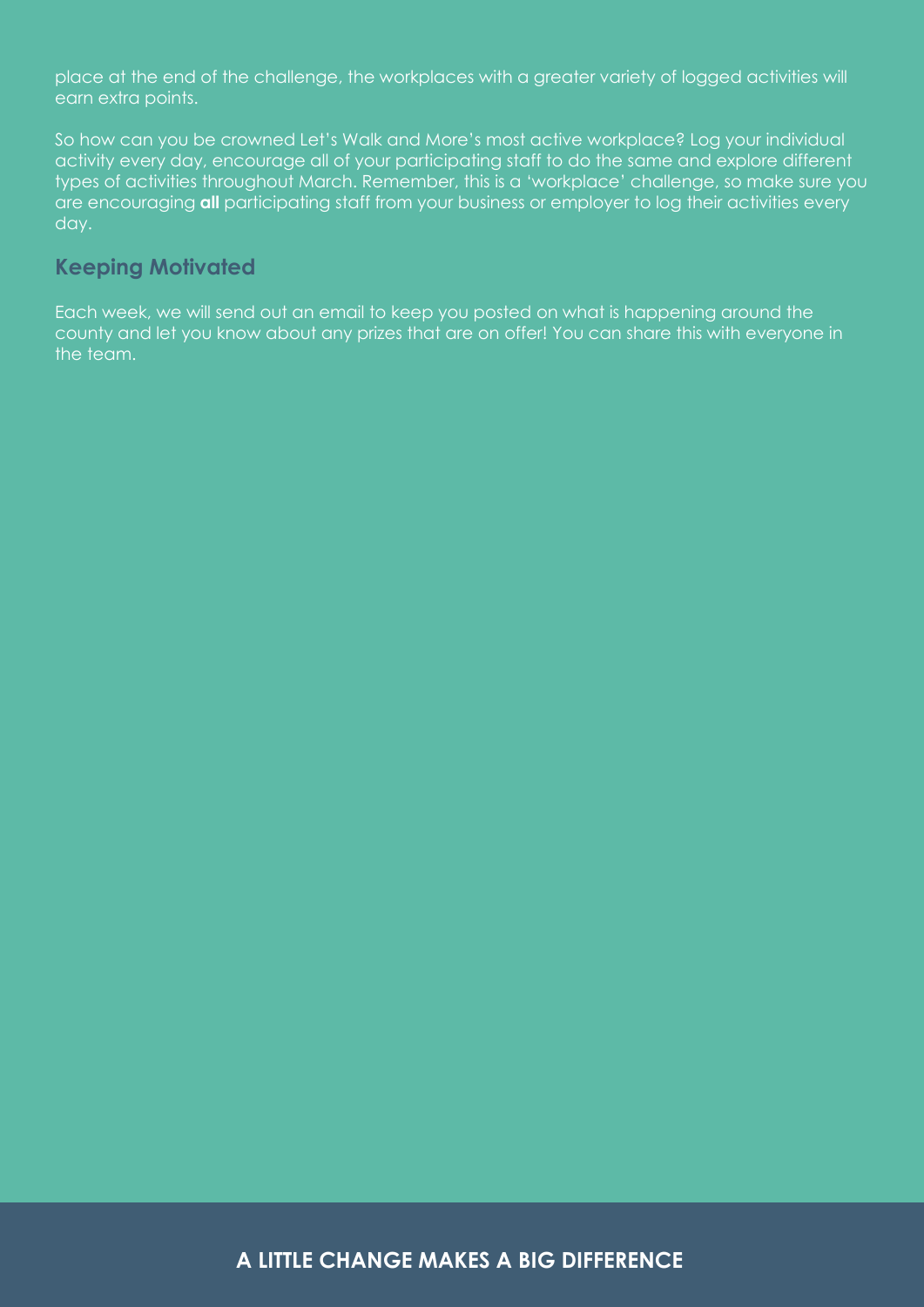place at the end of the challenge, the workplaces with a greater variety of logged activities will earn extra points.

So how can you be crowned Let's Walk and More's most active workplace? Log your individual activity every day, encourage all of your participating staff to do the same and explore different types of activities throughout March. Remember, this is a 'workplace' challenge, so make sure you are encouraging **all** participating staff from your business or employer to log their activities every day.

## Keeping Motivated

Each week, we will send out an email to keep you posted on what is happening around the county and let you know about any prizes that are on offer! You can share this with everyone in the team.

**A LITTLE CHANGE MAKES A BIG DIFFERENCE**